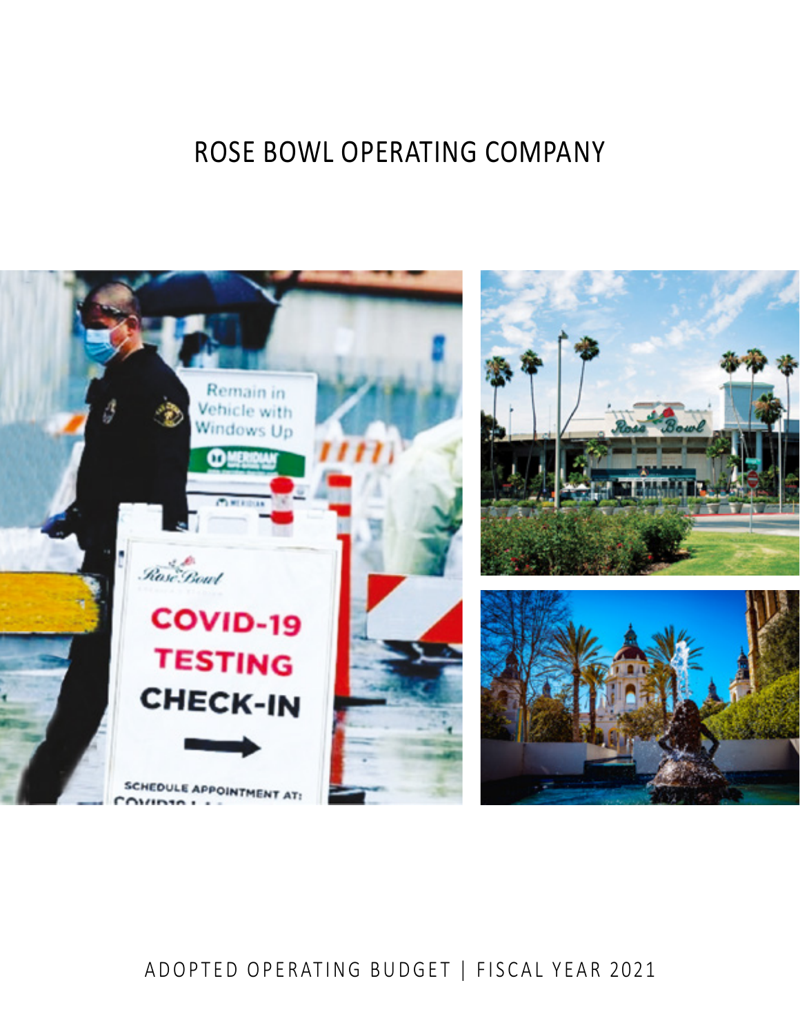# ROSE BOWL OPERATING COMPANY

ADOPTED OPERATING BUDGET | FISCAL YEAR 2021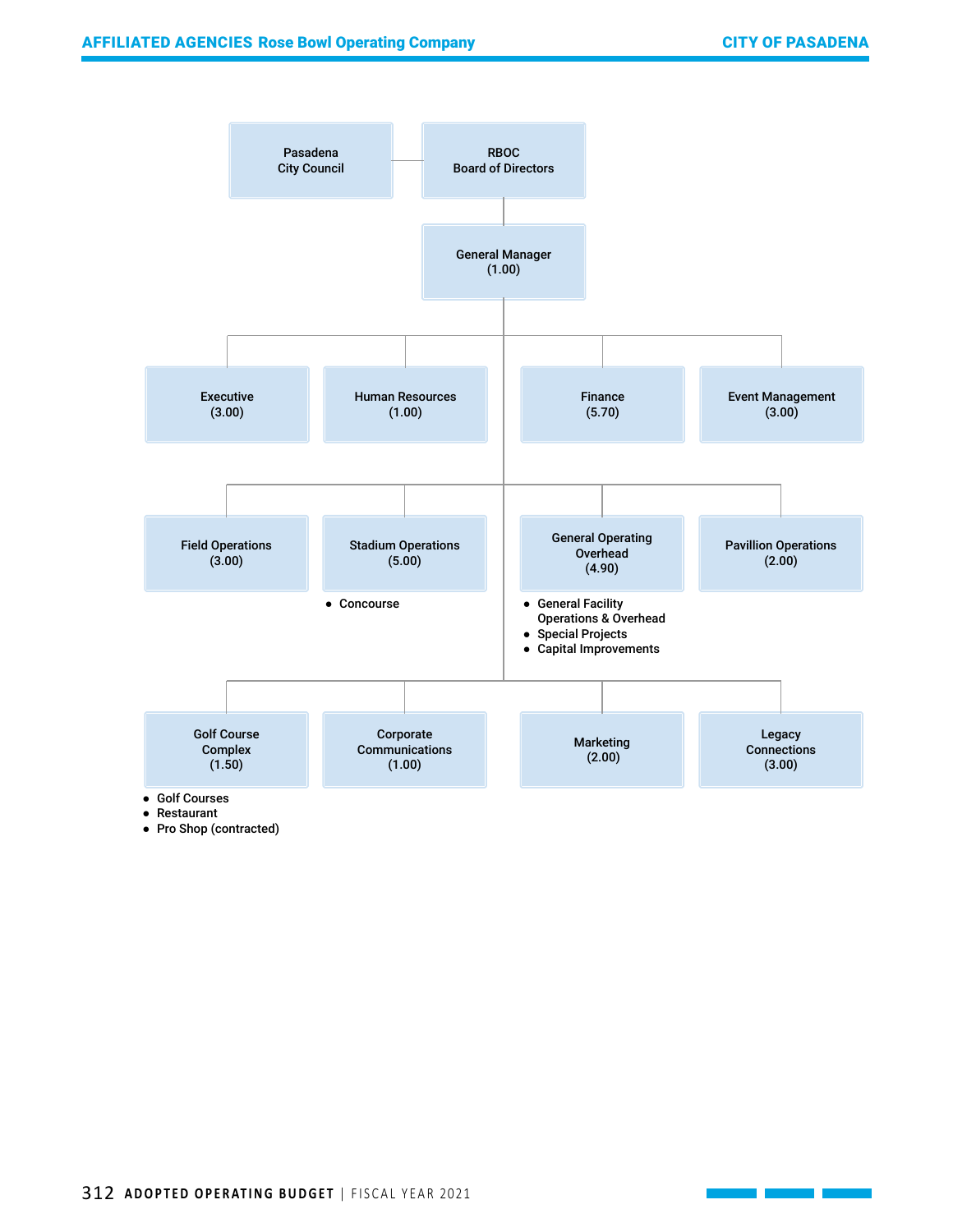- Pasadena City Council
- RBOC Board of Directors
  - General Manager (1.00)
    - Executive (3.00)
    - Human Resources (1.00)
    - Finance (5.70)
    - Event Management (3.00)
    - Field Operations (3.00)
    - Stadium Operations (5.00)
      - Concourse
    - General Operating Overhead (4.90)
      - General Facility Operations & Overhead
      - Special Projects
      - Capital Improvements
    - Pavillion Operations (2.00)
    - Golf Course Complex (1.50)
      - Golf Courses
      - Restaurant
      - Pro Shop (contracted)
    - Corporate Communications (1.00)
    - Marketing (2.00)
    - Legacy Connections (3.00)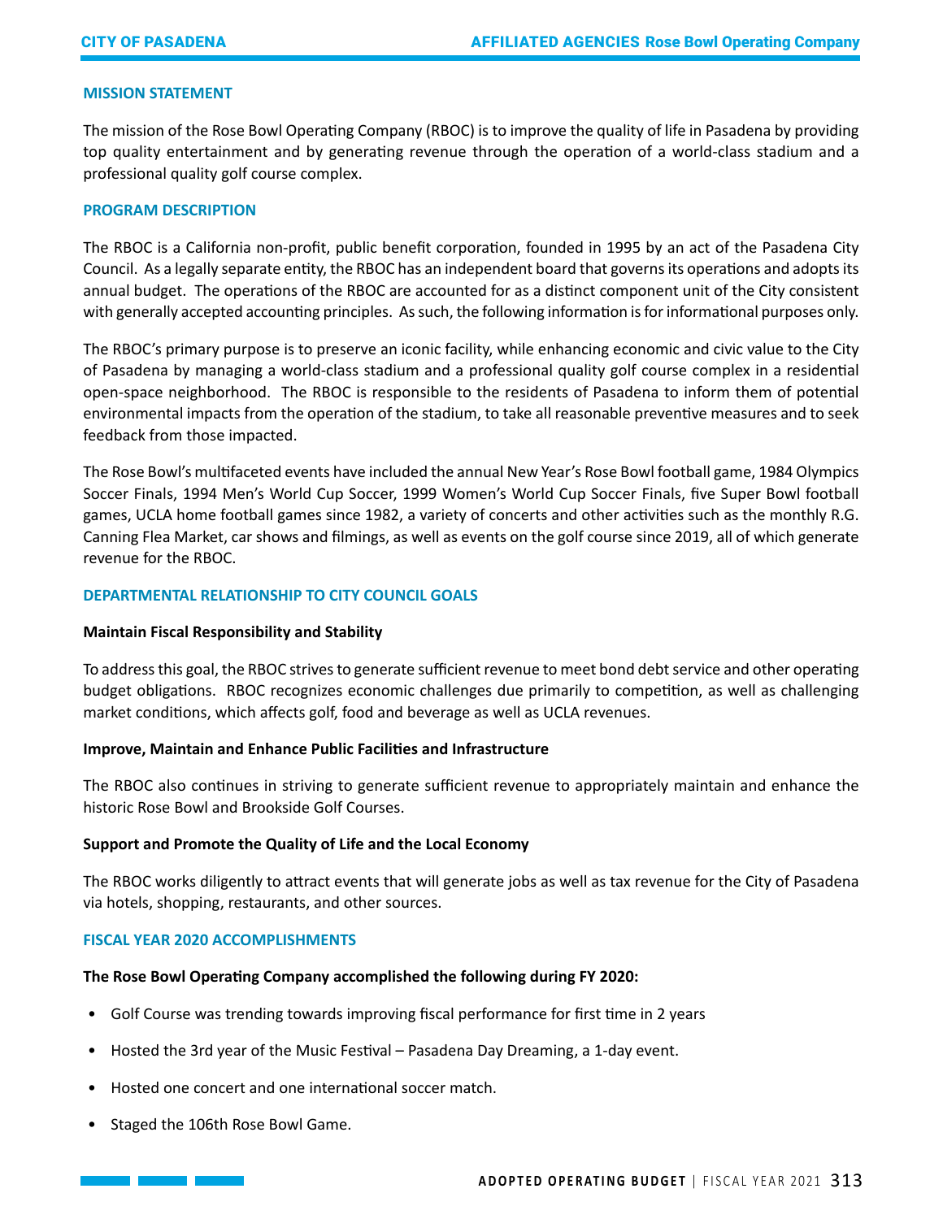## MISSION STATEMENT

The mission of the Rose Bowl Operating Company (RBOC) is to improve the quality of life in Pasadena by providing top quality entertainment and by generating revenue through the operation of a world-class stadium and a professional quality golf course complex.

## PROGRAM DESCRIPTION

The RBOC is a California non-profit, public benefit corporation, founded in 1995 by an act of the Pasadena City Council. As a legally separate entity, the RBOC has an independent board that governs its operations and adopts its annual budget. The operations of the RBOC are accounted for as a distinct component unit of the City consistent with generally accepted accounting principles. As such, the following information is for informational purposes only.

The RBOC's primary purpose is to preserve an iconic facility, while enhancing economic and civic value to the City of Pasadena by managing a world-class stadium and a professional quality golf course complex in a residential open-space neighborhood. The RBOC is responsible to the residents of Pasadena to inform them of potential environmental impacts from the operation of the stadium, to take all reasonable preventive measures and to seek feedback from those impacted.

The Rose Bowl's multifaceted events have included the annual New Year's Rose Bowl football game, 1984 Olympics Soccer Finals, 1994 Men's World Cup Soccer, 1999 Women's World Cup Soccer Finals, five Super Bowl football games, UCLA home football games since 1982, a variety of concerts and other activities such as the monthly R.G. Canning Flea Market, car shows and filmings, as well as events on the golf course since 2019, all of which generate revenue for the RBOC.

## DEPARTMENTAL RELATIONSHIP TO CITY COUNCIL GOALS

**Maintain Fiscal Responsibility and Stability**

To address this goal, the RBOC strives to generate sufficient revenue to meet bond debt service and other operating budget obligations. RBOC recognizes economic challenges due primarily to competition, as well as challenging market conditions, which affects golf, food and beverage as well as UCLA revenues.

**Improve, Maintain and Enhance Public Facilities and Infrastructure**

The RBOC also continues in striving to generate sufficient revenue to appropriately maintain and enhance the historic Rose Bowl and Brookside Golf Courses.

**Support and Promote the Quality of Life and the Local Economy**

The RBOC works diligently to attract events that will generate jobs as well as tax revenue for the City of Pasadena via hotels, shopping, restaurants, and other sources.

## FISCAL YEAR 2020 ACCOMPLISHMENTS

**The Rose Bowl Operating Company accomplished the following during FY 2020:**

- Golf Course was trending towards improving fiscal performance for first time in 2 years
- Hosted the 3rd year of the Music Festival – Pasadena Day Dreaming, a 1-day event.
- Hosted one concert and one international soccer match.
- Staged the 106th Rose Bowl Game.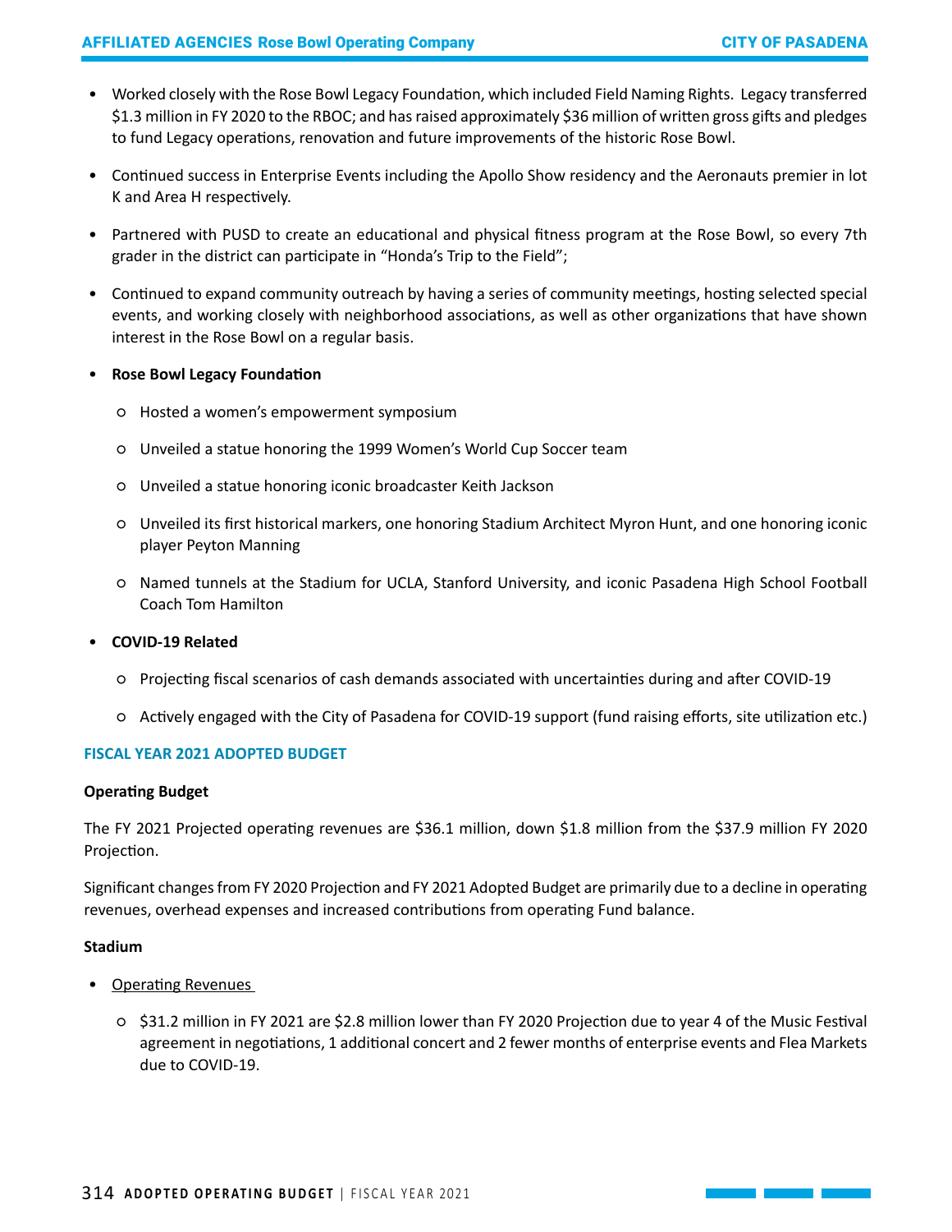- Worked closely with the Rose Bowl Legacy Foundation, which included Field Naming Rights. Legacy transferred $1.3 million in FY 2020 to the RBOC; and has raised approximately $36 million of written gross gifts and pledges to fund Legacy operations, renovation and future improvements of the historic Rose Bowl.

- Continued success in Enterprise Events including the Apollo Show residency and the Aeronauts premier in lot K and Area H respectively.

- Partnered with PUSD to create an educational and physical fitness program at the Rose Bowl, so every 7th grader in the district can participate in "Honda's Trip to the Field";

- Continued to expand community outreach by having a series of community meetings, hosting selected special events, and working closely with neighborhood associations, as well as other organizations that have shown interest in the Rose Bowl on a regular basis.

- **Rose Bowl Legacy Foundation**
  - Hosted a women's empowerment symposium
  - Unveiled a statue honoring the 1999 Women's World Cup Soccer team
  - Unveiled a statue honoring iconic broadcaster Keith Jackson
  - Unveiled its first historical markers, one honoring Stadium Architect Myron Hunt, and one honoring iconic player Peyton Manning
  - Named tunnels at the Stadium for UCLA, Stanford University, and iconic Pasadena High School Football Coach Tom Hamilton

- **COVID-19 Related**
  - Projecting fiscal scenarios of cash demands associated with uncertainties during and after COVID-19
  - Actively engaged with the City of Pasadena for COVID-19 support (fund raising efforts, site utilization etc.)

## FISCAL YEAR 2021 ADOPTED BUDGET

**Operating Budget**

The FY 2021 Projected operating revenues are $36.1 million, down $1.8 million from the $37.9 million FY 2020 Projection.

Significant changes from FY 2020 Projection and FY 2021 Adopted Budget are primarily due to a decline in operating revenues, overhead expenses and increased contributions from operating Fund balance.

**Stadium**

- Operating Revenues
  - $31.2 million in FY 2021 are $2.8 million lower than FY 2020 Projection due to year 4 of the Music Festival agreement in negotiations, 1 additional concert and 2 fewer months of enterprise events and Flea Markets due to COVID-19.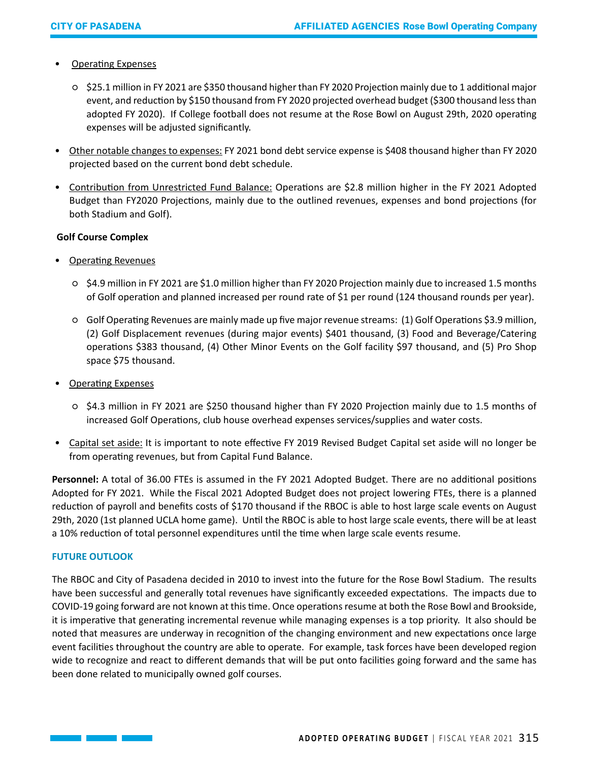- Operating Expenses
  - $25.1 million in FY 2021 are $350 thousand higher than FY 2020 Projection mainly due to 1 additional major event, and reduction by $150 thousand from FY 2020 projected overhead budget ($300 thousand less than adopted FY 2020). If College football does not resume at the Rose Bowl on August 29th, 2020 operating expenses will be adjusted significantly.
- Other notable changes to expenses: FY 2021 bond debt service expense is $408 thousand higher than FY 2020 projected based on the current bond debt schedule.
- Contribution from Unrestricted Fund Balance: Operations are $2.8 million higher in the FY 2021 Adopted Budget than FY2020 Projections, mainly due to the outlined revenues, expenses and bond projections (for both Stadium and Golf).

**Golf Course Complex**

- Operating Revenues
  - $4.9 million in FY 2021 are $1.0 million higher than FY 2020 Projection mainly due to increased 1.5 months of Golf operation and planned increased per round rate of $1 per round (124 thousand rounds per year).
  - Golf Operating Revenues are mainly made up five major revenue streams: (1) Golf Operations $3.9 million, (2) Golf Displacement revenues (during major events) $401 thousand, (3) Food and Beverage/Catering operations $383 thousand, (4) Other Minor Events on the Golf facility $97 thousand, and (5) Pro Shop space $75 thousand.
- Operating Expenses
  - $4.3 million in FY 2021 are $250 thousand higher than FY 2020 Projection mainly due to 1.5 months of increased Golf Operations, club house overhead expenses services/supplies and water costs.
- Capital set aside: It is important to note effective FY 2019 Revised Budget Capital set aside will no longer be from operating revenues, but from Capital Fund Balance.

**Personnel:** A total of 36.00 FTEs is assumed in the FY 2021 Adopted Budget. There are no additional positions Adopted for FY 2021. While the Fiscal 2021 Adopted Budget does not project lowering FTEs, there is a planned reduction of payroll and benefits costs of $170 thousand if the RBOC is able to host large scale events on August 29th, 2020 (1st planned UCLA home game). Until the RBOC is able to host large scale events, there will be at least a 10% reduction of total personnel expenditures until the time when large scale events resume.

## FUTURE OUTLOOK

The RBOC and City of Pasadena decided in 2010 to invest into the future for the Rose Bowl Stadium. The results have been successful and generally total revenues have significantly exceeded expectations. The impacts due to COVID-19 going forward are not known at this time. Once operations resume at both the Rose Bowl and Brookside, it is imperative that generating incremental revenue while managing expenses is a top priority. It also should be noted that measures are underway in recognition of the changing environment and new expectations once large event facilities throughout the country are able to operate. For example, task forces have been developed region wide to recognize and react to different demands that will be put onto facilities going forward and the same has been done related to municipally owned golf courses.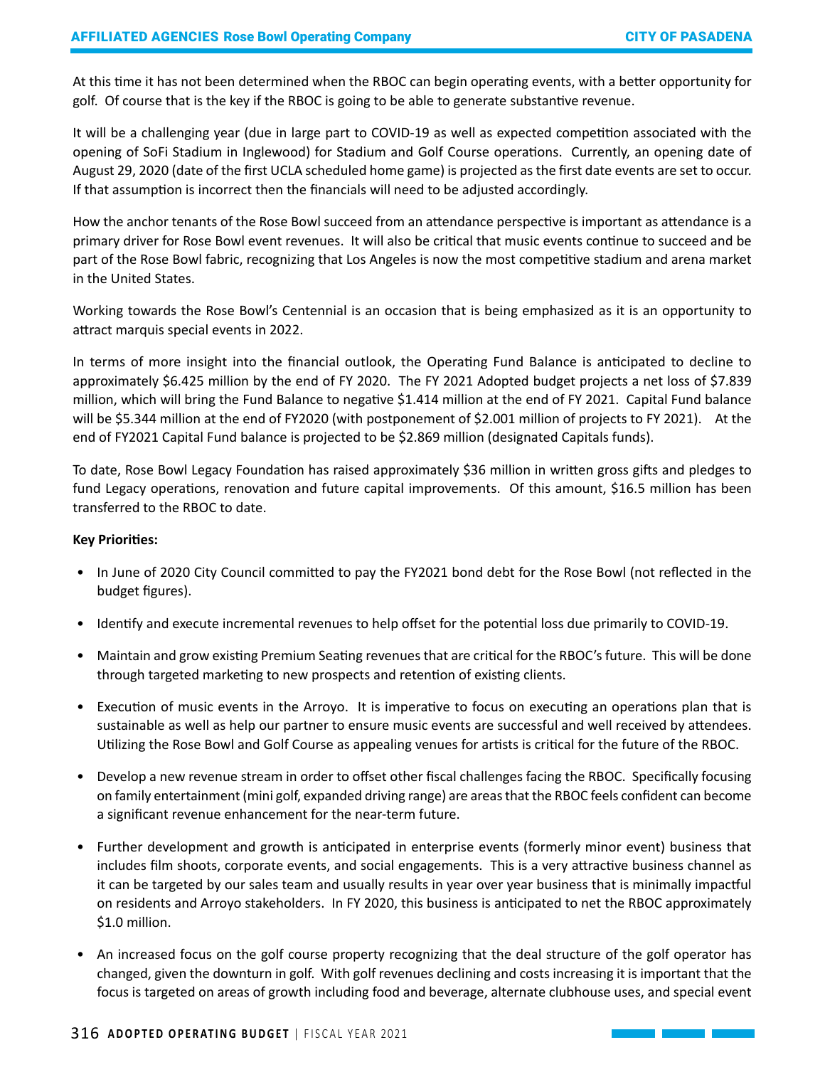At this time it has not been determined when the RBOC can begin operating events, with a better opportunity for golf. Of course that is the key if the RBOC is going to be able to generate substantive revenue.

It will be a challenging year (due in large part to COVID-19 as well as expected competition associated with the opening of SoFi Stadium in Inglewood) for Stadium and Golf Course operations. Currently, an opening date of August 29, 2020 (date of the first UCLA scheduled home game) is projected as the first date events are set to occur. If that assumption is incorrect then the financials will need to be adjusted accordingly.

How the anchor tenants of the Rose Bowl succeed from an attendance perspective is important as attendance is a primary driver for Rose Bowl event revenues. It will also be critical that music events continue to succeed and be part of the Rose Bowl fabric, recognizing that Los Angeles is now the most competitive stadium and arena market in the United States.

Working towards the Rose Bowl's Centennial is an occasion that is being emphasized as it is an opportunity to attract marquis special events in 2022.

In terms of more insight into the financial outlook, the Operating Fund Balance is anticipated to decline to approximately $6.425 million by the end of FY 2020. The FY 2021 Adopted budget projects a net loss of $7.839 million, which will bring the Fund Balance to negative $1.414 million at the end of FY 2021. Capital Fund balance will be $5.344 million at the end of FY2020 (with postponement of $2.001 million of projects to FY 2021). At the end of FY2021 Capital Fund balance is projected to be $2.869 million (designated Capitals funds).

To date, Rose Bowl Legacy Foundation has raised approximately $36 million in written gross gifts and pledges to fund Legacy operations, renovation and future capital improvements. Of this amount, $16.5 million has been transferred to the RBOC to date.

**Key Priorities:**

- In June of 2020 City Council committed to pay the FY2021 bond debt for the Rose Bowl (not reflected in the budget figures).
- Identify and execute incremental revenues to help offset for the potential loss due primarily to COVID-19.
- Maintain and grow existing Premium Seating revenues that are critical for the RBOC's future. This will be done through targeted marketing to new prospects and retention of existing clients.
- Execution of music events in the Arroyo. It is imperative to focus on executing an operations plan that is sustainable as well as help our partner to ensure music events are successful and well received by attendees. Utilizing the Rose Bowl and Golf Course as appealing venues for artists is critical for the future of the RBOC.
- Develop a new revenue stream in order to offset other fiscal challenges facing the RBOC. Specifically focusing on family entertainment (mini golf, expanded driving range) are areas that the RBOC feels confident can become a significant revenue enhancement for the near-term future.
- Further development and growth is anticipated in enterprise events (formerly minor event) business that includes film shoots, corporate events, and social engagements. This is a very attractive business channel as it can be targeted by our sales team and usually results in year over year business that is minimally impactful on residents and Arroyo stakeholders. In FY 2020, this business is anticipated to net the RBOC approximately $1.0 million.
- An increased focus on the golf course property recognizing that the deal structure of the golf operator has changed, given the downturn in golf. With golf revenues declining and costs increasing it is important that the focus is targeted on areas of growth including food and beverage, alternate clubhouse uses, and special event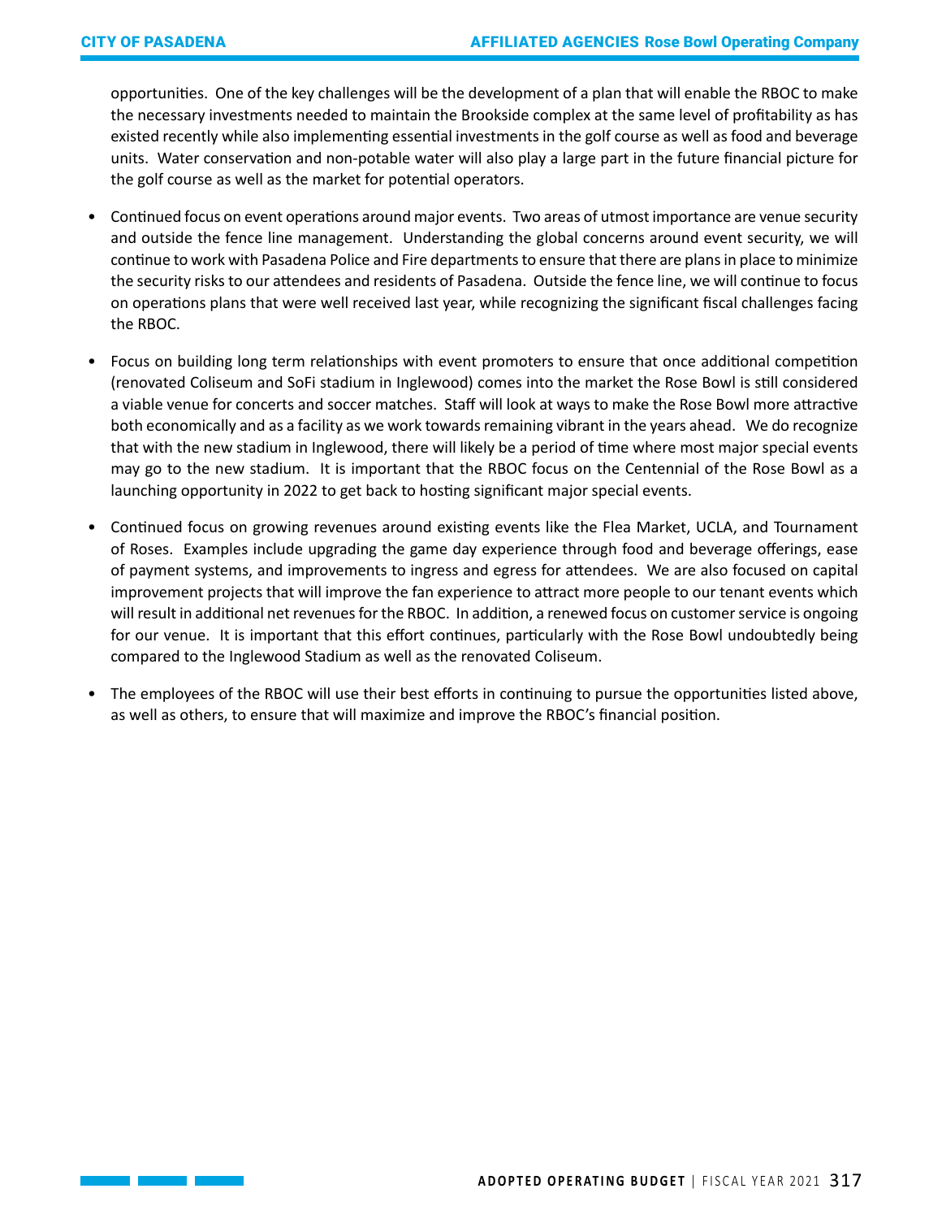opportunities. One of the key challenges will be the development of a plan that will enable the RBOC to make the necessary investments needed to maintain the Brookside complex at the same level of profitability as has existed recently while also implementing essential investments in the golf course as well as food and beverage units. Water conservation and non-potable water will also play a large part in the future financial picture for the golf course as well as the market for potential operators.

- Continued focus on event operations around major events. Two areas of utmost importance are venue security and outside the fence line management. Understanding the global concerns around event security, we will continue to work with Pasadena Police and Fire departments to ensure that there are plans in place to minimize the security risks to our attendees and residents of Pasadena. Outside the fence line, we will continue to focus on operations plans that were well received last year, while recognizing the significant fiscal challenges facing the RBOC.

- Focus on building long term relationships with event promoters to ensure that once additional competition (renovated Coliseum and SoFi stadium in Inglewood) comes into the market the Rose Bowl is still considered a viable venue for concerts and soccer matches. Staff will look at ways to make the Rose Bowl more attractive both economically and as a facility as we work towards remaining vibrant in the years ahead. We do recognize that with the new stadium in Inglewood, there will likely be a period of time where most major special events may go to the new stadium. It is important that the RBOC focus on the Centennial of the Rose Bowl as a launching opportunity in 2022 to get back to hosting significant major special events.

- Continued focus on growing revenues around existing events like the Flea Market, UCLA, and Tournament of Roses. Examples include upgrading the game day experience through food and beverage offerings, ease of payment systems, and improvements to ingress and egress for attendees. We are also focused on capital improvement projects that will improve the fan experience to attract more people to our tenant events which will result in additional net revenues for the RBOC. In addition, a renewed focus on customer service is ongoing for our venue. It is important that this effort continues, particularly with the Rose Bowl undoubtedly being compared to the Inglewood Stadium as well as the renovated Coliseum.

- The employees of the RBOC will use their best efforts in continuing to pursue the opportunities listed above, as well as others, to ensure that will maximize and improve the RBOC's financial position.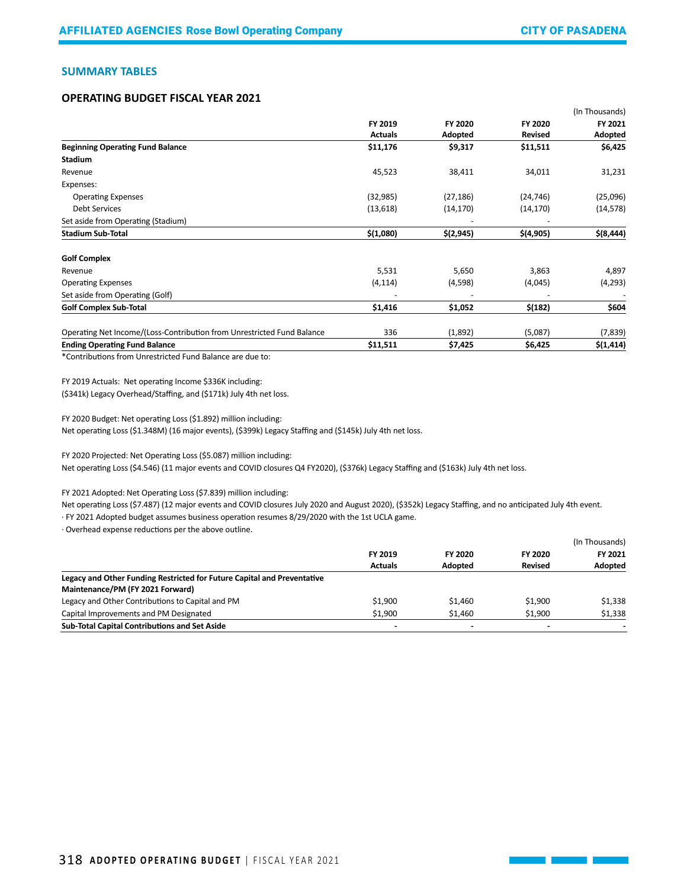## SUMMARY TABLES

### OPERATING BUDGET FISCAL YEAR 2021

(In Thousands)

| | FY 2019 Actuals | FY 2020 Adopted | FY 2020 Revised | FY 2021 Adopted |
|---|---|---|---|---|
| **Beginning Operating Fund Balance** | **$11,176** | **$9,317** | **$11,511** | **$6,425** |
| **Stadium** | | | | |
| Revenue | 45,523 | 38,411 | 34,011 | 31,231 |
| Expenses: | | | | |
| Operating Expenses | (32,985) | (27,186) | (24,746) | (25,096) |
| Debt Services | (13,618) | (14,170) | (14,170) | (14,578) |
| Set aside from Operating (Stadium) | | - | - | |
| **Stadium Sub-Total** | **$(1,080)** | **$(2,945)** | **$(4,905)** | **$(8,444)** |
| **Golf Complex** | | | | |
| Revenue | 5,531 | 5,650 | 3,863 | 4,897 |
| Operating Expenses | (4,114) | (4,598) | (4,045) | (4,293) |
| Set aside from Operating (Golf) | - | - | - | - |
| **Golf Complex Sub-Total** | **$1,416** | **$1,052** | **$(182)** | **$604** |
| Operating Net Income/(Loss-Contribution from Unrestricted Fund Balance | 336 | (1,892) | (5,087) | (7,839) |
| **Ending Operating Fund Balance** | **$11,511** | **$7,425** | **$6,425** | **$(1,414)** |

*Contributions from Unrestricted Fund Balance are due to:

FY 2019 Actuals: Net operating Income $336K including:
($341k) Legacy Overhead/Staffing, and ($171k) July 4th net loss.

FY 2020 Budget: Net operating Loss ($1.892) million including:
Net operating Loss ($1.348M) (16 major events), ($399k) Legacy Staffing and ($145k) July 4th net loss.

FY 2020 Projected: Net Operating Loss ($5.087) million including:
Net operating Loss ($4.546) (11 major events and COVID closures Q4 FY2020), ($376k) Legacy Staffing and ($163k) July 4th net loss.

FY 2021 Adopted: Net Operating Loss ($7.839) million including:
Net operating Loss ($7.487) (12 major events and COVID closures July 2020 and August 2020), ($352k) Legacy Staffing, and no anticipated July 4th event.
· FY 2021 Adopted budget assumes business operation resumes 8/29/2020 with the 1st UCLA game.
· Overhead expense reductions per the above outline.

(In Thousands)

| | FY 2019 Actuals | FY 2020 Adopted | FY 2020 Revised | FY 2021 Adopted |
|---|---|---|---|---|
| **Legacy and Other Funding Restricted for Future Capital and Preventative Maintenance/PM (FY 2021 Forward)** | | | | |
| Legacy and Other Contributions to Capital and PM | $1,900 | $1,460 | $1,900 | $1,338 |
| Capital Improvements and PM Designated | $1,900 | $1,460 | $1,900 | $1,338 |
| **Sub-Total Capital Contributions and Set Aside** | **-** | **-** | **-** | **-** |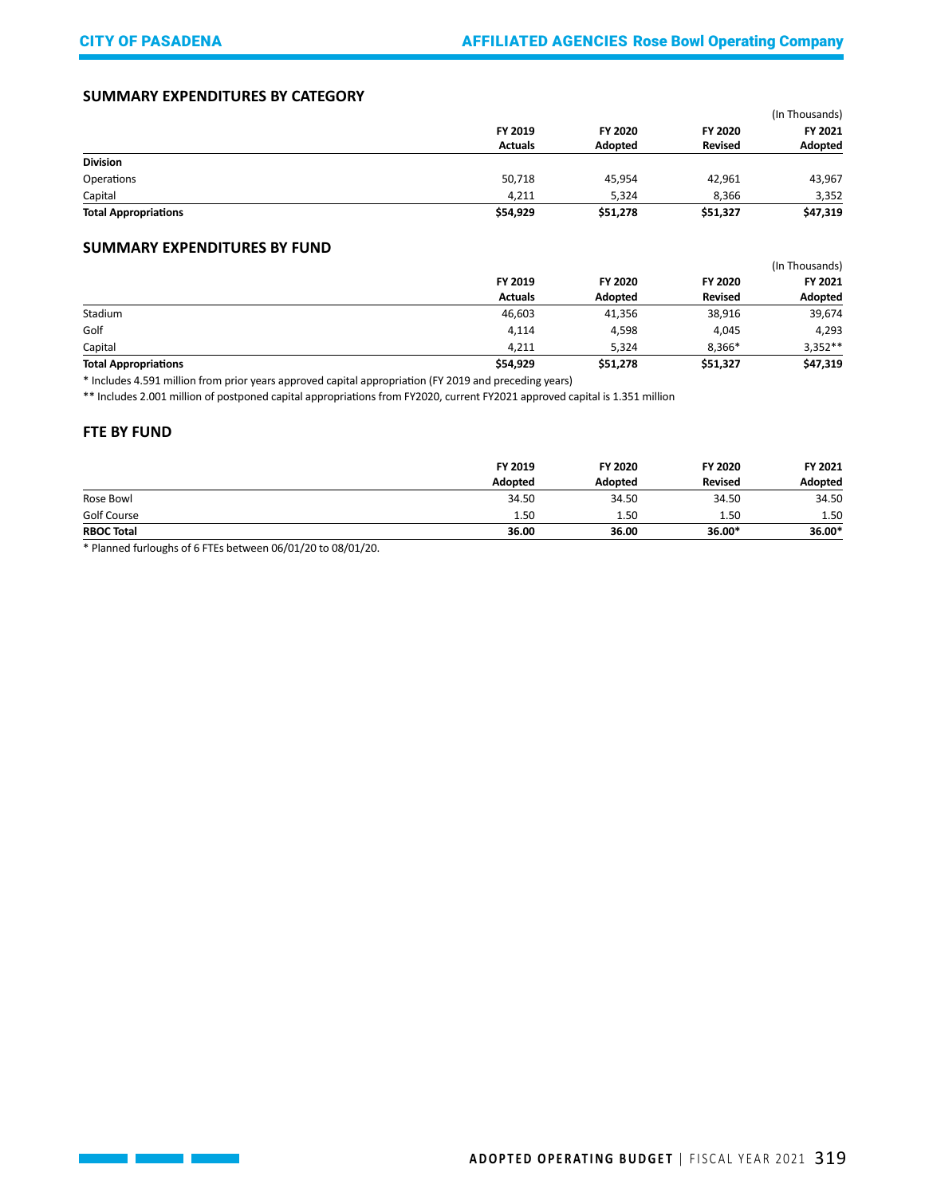## SUMMARY EXPENDITURES BY CATEGORY

(In Thousands)

| | FY 2019 Actuals | FY 2020 Adopted | FY 2020 Revised | FY 2021 Adopted |
|---|---|---|---|---|
| **Division** | | | | |
| Operations | 50,718 | 45,954 | 42,961 | 43,967 |
| Capital | 4,211 | 5,324 | 8,366 | 3,352 |
| **Total Appropriations** | **$54,929** | **$51,278** | **$51,327** | **$47,319** |

## SUMMARY EXPENDITURES BY FUND

(In Thousands)

| | FY 2019 Actuals | FY 2020 Adopted | FY 2020 Revised | FY 2021 Adopted |
|---|---|---|---|---|
| Stadium | 46,603 | 41,356 | 38,916 | 39,674 |
| Golf | 4,114 | 4,598 | 4,045 | 4,293 |
| Capital | 4,211 | 5,324 | 8,366* | 3,352** |
| **Total Appropriations** | **$54,929** | **$51,278** | **$51,327** | **$47,319** |

* Includes 4.591 million from prior years approved capital appropriation (FY 2019 and preceding years)

** Includes 2.001 million of postponed capital appropriations from FY2020, current FY2021 approved capital is 1.351 million

## FTE BY FUND

| | FY 2019 Adopted | FY 2020 Adopted | FY 2020 Revised | FY 2021 Adopted |
|---|---|---|---|---|
| Rose Bowl | 34.50 | 34.50 | 34.50 | 34.50 |
| Golf Course | 1.50 | 1.50 | 1.50 | 1.50 |
| **RBOC Total** | **36.00** | **36.00** | **36.00*** | **36.00*** |

* Planned furloughs of 6 FTEs between 06/01/20 to 08/01/20.